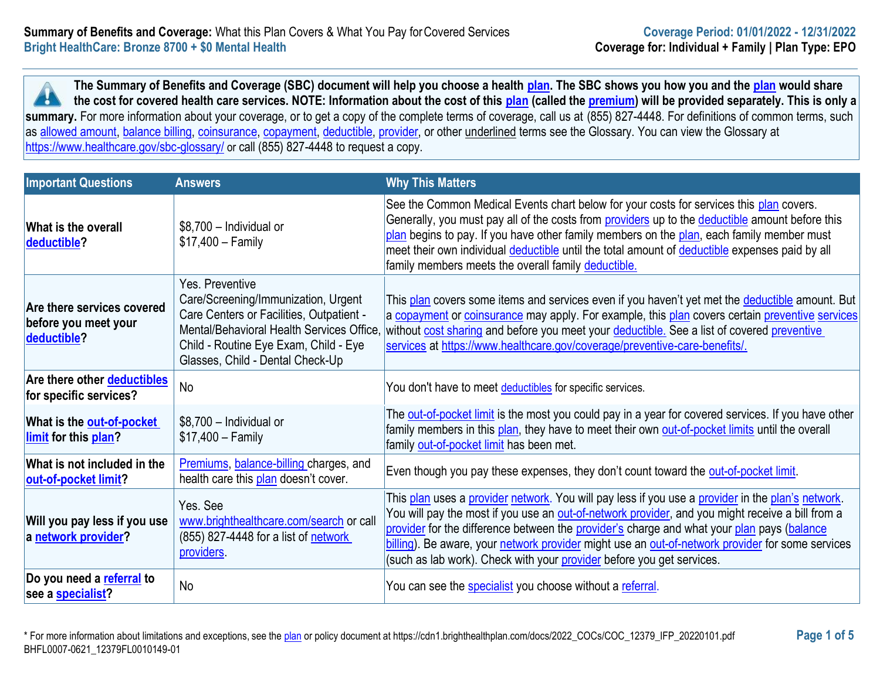**Summary of Benefits and Coverage:** What this Plan Covers & What You Pay for Covered Services
**Bright HealthCare: Bronze 8700 + $0 Mental Health**

**Coverage Period: 01/01/2022 - 12/31/2022**
**Coverage for: Individual + Family | Plan Type: EPO**

**The Summary of Benefits and Coverage (SBC) document will help you choose a health plan. The SBC shows you how you and the plan would share the cost for covered health care services. NOTE: Information about the cost of this plan (called the premium) will be provided separately. This is only a summary.** For more information about your coverage, or to get a copy of the complete terms of coverage, call us at (855) 827-4448. For definitions of common terms, such as allowed amount, balance billing, coinsurance, copayment, deductible, provider, or other underlined terms see the Glossary. You can view the Glossary at https://www.healthcare.gov/sbc-glossary/ or call (855) 827-4448 to request a copy.

| Important Questions | Answers | Why This Matters |
|---|---|---|
| **What is the overall deductible?** | $8,700 – Individual or $17,400 – Family | See the Common Medical Events chart below for your costs for services this plan covers. Generally, you must pay all of the costs from providers up to the deductible amount before this plan begins to pay. If you have other family members on the plan, each family member must meet their own individual deductible until the total amount of deductible expenses paid by all family members meets the overall family deductible. |
| **Are there services covered before you meet your deductible?** | Yes. Preventive Care/Screening/Immunization, Urgent Care Centers or Facilities, Outpatient - Mental/Behavioral Health Services Office, Child - Routine Eye Exam, Child - Eye Glasses, Child - Dental Check-Up | This plan covers some items and services even if you haven't yet met the deductible amount. But a copayment or coinsurance may apply. For example, this plan covers certain preventive services without cost sharing and before you meet your deductible. See a list of covered preventive services at https://www.healthcare.gov/coverage/preventive-care-benefits/. |
| **Are there other deductibles for specific services?** | No | You don't have to meet deductibles for specific services. |
| **What is the out-of-pocket limit for this plan?** | $8,700 – Individual or $17,400 – Family | The out-of-pocket limit is the most you could pay in a year for covered services. If you have other family members in this plan, they have to meet their own out-of-pocket limits until the overall family out-of-pocket limit has been met. |
| **What is not included in the out-of-pocket limit?** | Premiums, balance-billing charges, and health care this plan doesn't cover. | Even though you pay these expenses, they don't count toward the out-of-pocket limit. |
| **Will you pay less if you use a network provider?** | Yes. See www.brighthealthcare.com/search or call (855) 827-4448 for a list of network providers. | This plan uses a provider network. You will pay less if you use a provider in the plan's network. You will pay the most if you use an out-of-network provider, and you might receive a bill from a provider for the difference between the provider's charge and what your plan pays (balance billing). Be aware, your network provider might use an out-of-network provider for some services (such as lab work). Check with your provider before you get services. |
| **Do you need a referral to see a specialist?** | No | You can see the specialist you choose without a referral. |

\* For more information about limitations and exceptions, see the plan or policy document at https://cdn1.brighthealthplan.com/docs/2022_COCs/COC_12379_IFP_20220101.pdf
BHFL0007-0621_12379FL0010149-01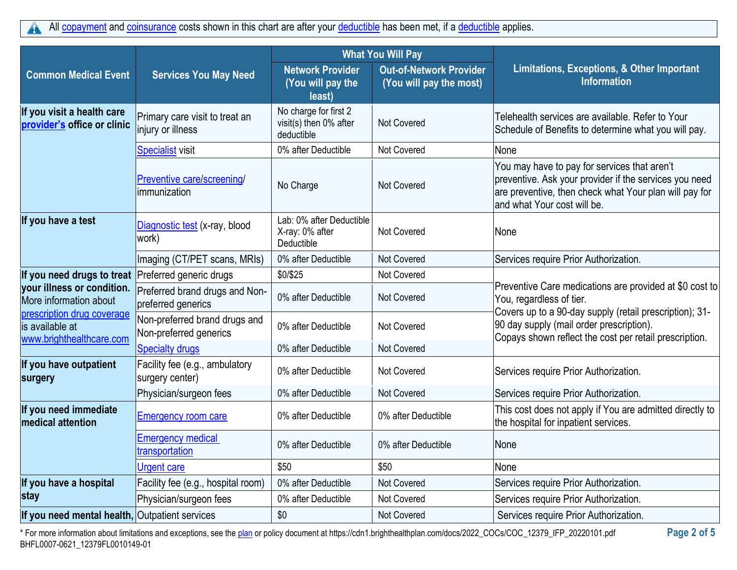All copayment and coinsurance costs shown in this chart are after your deductible has been met, if a deductible applies.

| Common Medical Event | Services You May Need | What You Will Pay | | Limitations, Exceptions, & Other Important Information |
|---|---|---|---|---|
| | | Network Provider (You will pay the least) | Out-of-Network Provider (You will pay the most) | |
| **If you visit a health care provider's office or clinic** | Primary care visit to treat an injury or illness | No charge for first 2 visit(s) then 0% after deductible | Not Covered | Telehealth services are available. Refer to Your Schedule of Benefits to determine what you will pay. |
| | Specialist visit | 0% after Deductible | Not Covered | None |
| | Preventive care/screening/ immunization | No Charge | Not Covered | You may have to pay for services that aren't preventive. Ask your provider if the services you need are preventive, then check what Your plan will pay for and what Your cost will be. |
| **If you have a test** | Diagnostic test (x-ray, blood work) | Lab: 0% after Deductible X-ray: 0% after Deductible | Not Covered | None |
| | Imaging (CT/PET scans, MRIs) | 0% after Deductible | Not Covered | Services require Prior Authorization. |
| **If you need drugs to treat your illness or condition.** More information about prescription drug coverage is available at www.brighthealthcare.com | Preferred generic drugs | $0/$25 | Not Covered | Preventive Care medications are provided at $0 cost to You, regardless of tier. Covers up to a 90-day supply (retail prescription); 31-90 day supply (mail order prescription). Copays shown reflect the cost per retail prescription. |
| | Preferred brand drugs and Non-preferred generics | 0% after Deductible | Not Covered | |
| | Non-preferred brand drugs and Non-preferred generics | 0% after Deductible | Not Covered | |
| | Specialty drugs | 0% after Deductible | Not Covered | |
| **If you have outpatient surgery** | Facility fee (e.g., ambulatory surgery center) | 0% after Deductible | Not Covered | Services require Prior Authorization. |
| | Physician/surgeon fees | 0% after Deductible | Not Covered | Services require Prior Authorization. |
| **If you need immediate medical attention** | Emergency room care | 0% after Deductible | 0% after Deductible | This cost does not apply if You are admitted directly to the hospital for inpatient services. |
| | Emergency medical transportation | 0% after Deductible | 0% after Deductible | None |
| | Urgent care | $50 | $50 | None |
| **If you have a hospital stay** | Facility fee (e.g., hospital room) | 0% after Deductible | Not Covered | Services require Prior Authorization. |
| | Physician/surgeon fees | 0% after Deductible | Not Covered | Services require Prior Authorization. |
| **If you need mental health,** | Outpatient services | $0 | Not Covered | Services require Prior Authorization. |

* For more information about limitations and exceptions, see the plan or policy document at https://cdn1.brighthealthplan.com/docs/2022_COCs/COC_12379_IFP_20220101.pdf

BHFL0007-0621_12379FL0010149-01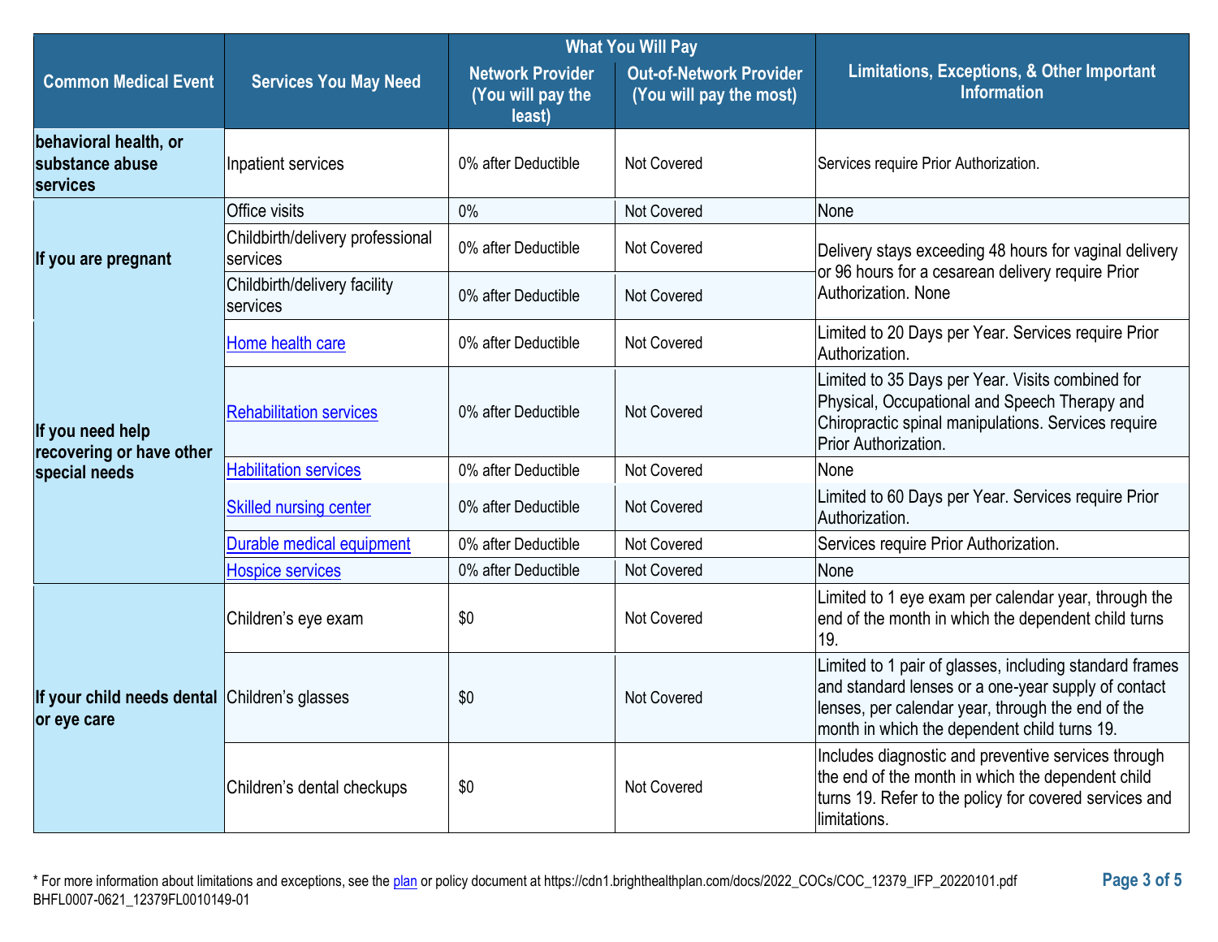| Common Medical Event | Services You May Need | What You Will Pay | | Limitations, Exceptions, & Other Important Information |
|---|---|---|---|---|
| | | Network Provider (You will pay the least) | Out-of-Network Provider (You will pay the most) | |
| behavioral health, or substance abuse services | Inpatient services | 0% after Deductible | Not Covered | Services require Prior Authorization. |
| If you are pregnant | Office visits | 0% | Not Covered | None |
| | Childbirth/delivery professional services | 0% after Deductible | Not Covered | Delivery stays exceeding 48 hours for vaginal delivery or 96 hours for a cesarean delivery require Prior Authorization. None |
| | Childbirth/delivery facility services | 0% after Deductible | Not Covered | |
| If you need help recovering or have other special needs | Home health care | 0% after Deductible | Not Covered | Limited to 20 Days per Year. Services require Prior Authorization. |
| | Rehabilitation services | 0% after Deductible | Not Covered | Limited to 35 Days per Year. Visits combined for Physical, Occupational and Speech Therapy and Chiropractic spinal manipulations. Services require Prior Authorization. |
| | Habilitation services | 0% after Deductible | Not Covered | None |
| | Skilled nursing center | 0% after Deductible | Not Covered | Limited to 60 Days per Year. Services require Prior Authorization. |
| | Durable medical equipment | 0% after Deductible | Not Covered | Services require Prior Authorization. |
| | Hospice services | 0% after Deductible | Not Covered | None |
| If your child needs dental or eye care | Children's eye exam | $0 | Not Covered | Limited to 1 eye exam per calendar year, through the end of the month in which the dependent child turns 19. |
| | Children's glasses | $0 | Not Covered | Limited to 1 pair of glasses, including standard frames and standard lenses or a one-year supply of contact lenses, per calendar year, through the end of the month in which the dependent child turns 19. |
| | Children's dental checkups | $0 | Not Covered | Includes diagnostic and preventive services through the end of the month in which the dependent child turns 19. Refer to the policy for covered services and limitations. |

* For more information about limitations and exceptions, see the plan or policy document at https://cdn1.brighthealthplan.com/docs/2022_COCs/COC_12379_IFP_20220101.pdf

BHFL0007-0621_12379FL0010149-01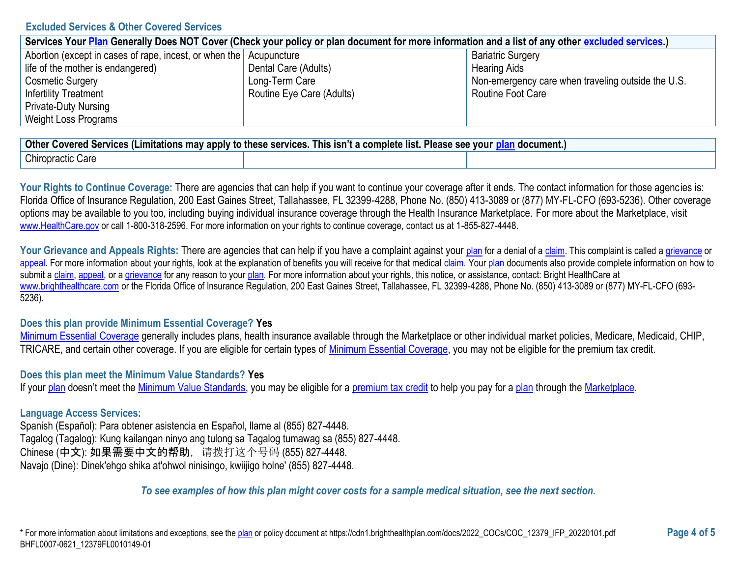## Excluded Services & Other Covered Services

| Services Your Plan Generally Does NOT Cover (Check your policy or plan document for more information and a list of any other excluded services.) | | |
|---|---|---|
| Abortion (except in cases of rape, incest, or when the life of the mother is endangered)<br>Cosmetic Surgery<br>Infertility Treatment<br>Private-Duty Nursing<br>Weight Loss Programs | Acupuncture<br>Dental Care (Adults)<br>Long-Term Care<br>Routine Eye Care (Adults) | Bariatric Surgery<br>Hearing Aids<br>Non-emergency care when traveling outside the U.S.<br>Routine Foot Care |

| Other Covered Services (Limitations may apply to these services. This isn't a complete list. Please see your plan document.) | | |
|---|---|---|
| Chiropractic Care | | |

**Your Rights to Continue Coverage:** There are agencies that can help if you want to continue your coverage after it ends. The contact information for those agencies is: Florida Office of Insurance Regulation, 200 East Gaines Street, Tallahassee, FL 32399-4288, Phone No. (850) 413-3089 or (877) MY-FL-CFO (693-5236). Other coverage options may be available to you too, including buying individual insurance coverage through the Health Insurance Marketplace. For more about the Marketplace, visit www.HealthCare.gov or call 1-800-318-2596. For more information on your rights to continue coverage, contact us at 1-855-827-4448.

**Your Grievance and Appeals Rights:** There are agencies that can help if you have a complaint against your plan for a denial of a claim. This complaint is called a grievance or appeal. For more information about your rights, look at the explanation of benefits you will receive for that medical claim. Your plan documents also provide complete information on how to submit a claim, appeal, or a grievance for any reason to your plan. For more information about your rights, this notice, or assistance, contact: Bright HealthCare at www.brighthealthcare.com or the Florida Office of Insurance Regulation, 200 East Gaines Street, Tallahassee, FL 32399-4288, Phone No. (850) 413-3089 or (877) MY-FL-CFO (693-5236).

**Does this plan provide Minimum Essential Coverage? Yes**

Minimum Essential Coverage generally includes plans, health insurance available through the Marketplace or other individual market policies, Medicare, Medicaid, CHIP, TRICARE, and certain other coverage. If you are eligible for certain types of Minimum Essential Coverage, you may not be eligible for the premium tax credit.

**Does this plan meet the Minimum Value Standards? Yes**

If your plan doesn't meet the Minimum Value Standards, you may be eligible for a premium tax credit to help you pay for a plan through the Marketplace.

**Language Access Services:**

Spanish (Español): Para obtener asistencia en Español, llame al (855) 827-4448.
Tagalog (Tagalog): Kung kailangan ninyo ang tulong sa Tagalog tumawag sa (855) 827-4448.
Chinese (中文): 如果需要中文的帮助，请拨打这个号码 (855) 827-4448.
Navajo (Dine): Dinek'ehgo shika at'ohwol ninisingo, kwiijigo holne' (855) 827-4448.

*To see examples of how this plan might cover costs for a sample medical situation, see the next section.*

\* For more information about limitations and exceptions, see the plan or policy document at https://cdn1.brighthealthplan.com/docs/2022_COCs/COC_12379_IFP_20220101.pdf
BHFL0007-0621_12379FL0010149-01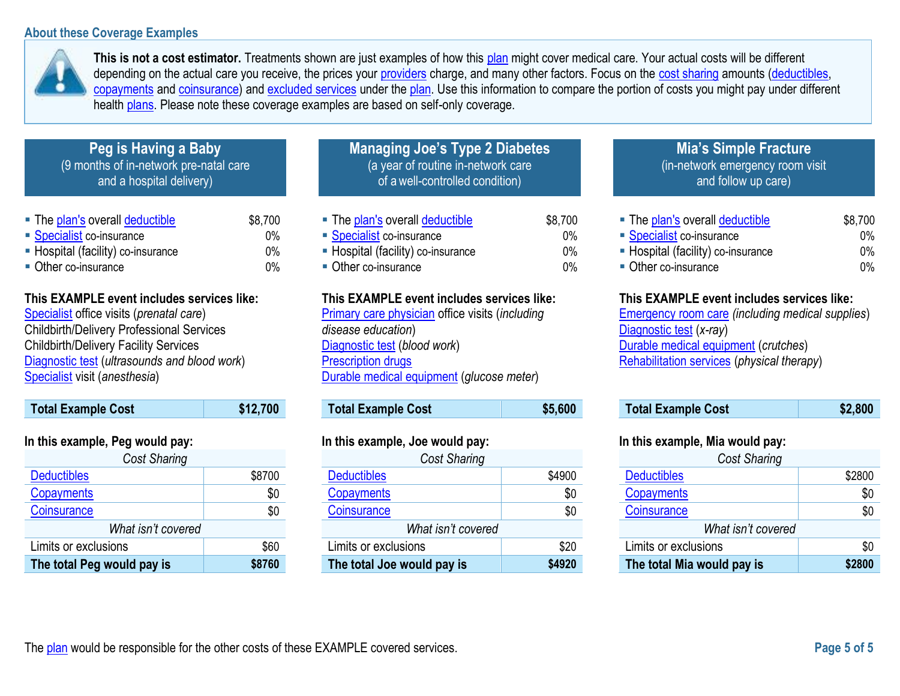## About these Coverage Examples

**This is not a cost estimator.** Treatments shown are just examples of how this plan might cover medical care. Your actual costs will be different depending on the actual care you receive, the prices your providers charge, and many other factors. Focus on the cost sharing amounts (deductibles, copayments and coinsurance) and excluded services under the plan. Use this information to compare the portion of costs you might pay under different health plans. Please note these coverage examples are based on self-only coverage.

### Peg is Having a Baby
(9 months of in-network pre-natal care and a hospital delivery)

| | |
|---|---|
| The plan's overall deductible | $8,700 |
| Specialist co-insurance | 0% |
| Hospital (facility) co-insurance | 0% |
| Other co-insurance | 0% |

**This EXAMPLE event includes services like:**
Specialist office visits (*prenatal care*)
Childbirth/Delivery Professional Services
Childbirth/Delivery Facility Services
Diagnostic test (*ultrasounds and blood work*)
Specialist visit (*anesthesia*)

| **Total Example Cost** | **$12,700** |
|---|---|

**In this example, Peg would pay:**

| *Cost Sharing* | |
|---|---|
| Deductibles | $8700 |
| Copayments | $0 |
| Coinsurance | $0 |
| *What isn't covered* | |
| Limits or exclusions | $60 |
| **The total Peg would pay is** | **$8760** |

### Managing Joe's Type 2 Diabetes
(a year of routine in-network care of a well-controlled condition)

| | |
|---|---|
| The plan's overall deductible | $8,700 |
| Specialist co-insurance | 0% |
| Hospital (facility) co-insurance | 0% |
| Other co-insurance | 0% |

**This EXAMPLE event includes services like:**
Primary care physician office visits (*including disease education*)
Diagnostic test (*blood work*)
Prescription drugs
Durable medical equipment (*glucose meter*)

| **Total Example Cost** | **$5,600** |
|---|---|

**In this example, Joe would pay:**

| *Cost Sharing* | |
|---|---|
| Deductibles | $4900 |
| Copayments | $0 |
| Coinsurance | $0 |
| *What isn't covered* | |
| Limits or exclusions | $20 |
| **The total Joe would pay is** | **$4920** |

### Mia's Simple Fracture
(in-network emergency room visit and follow up care)

| | |
|---|---|
| The plan's overall deductible | $8,700 |
| Specialist co-insurance | 0% |
| Hospital (facility) co-insurance | 0% |
| Other co-insurance | 0% |

**This EXAMPLE event includes services like:**
Emergency room care *(including medical supplies)*
Diagnostic test (*x-ray)*
Durable medical equipment (*crutches*)
Rehabilitation services (*physical therapy*)

| **Total Example Cost** | **$2,800** |
|---|---|

**In this example, Mia would pay:**

| *Cost Sharing* | |
|---|---|
| Deductibles | $2800 |
| Copayments | $0 |
| Coinsurance | $0 |
| *What isn't covered* | |
| Limits or exclusions | $0 |
| **The total Mia would pay is** | **$2800** |

The plan would be responsible for the other costs of these EXAMPLE covered services.